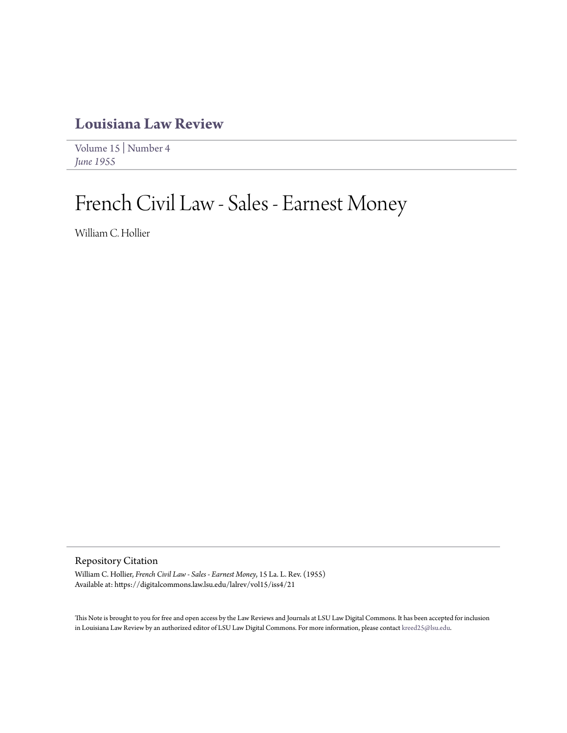# Louisiana Law Review

Volume 15 | Number 4
*June 1955*

# French Civil Law - Sales - Earnest Money

William C. Hollier

## Repository Citation

William C. Hollier, *French Civil Law - Sales - Earnest Money*, 15 La. L. Rev. (1955)
Available at: https://digitalcommons.law.lsu.edu/lalrev/vol15/iss4/21

This Note is brought to you for free and open access by the Law Reviews and Journals at LSU Law Digital Commons. It has been accepted for inclusion in Louisiana Law Review by an authorized editor of LSU Law Digital Commons. For more information, please contact kreed25@lsu.edu.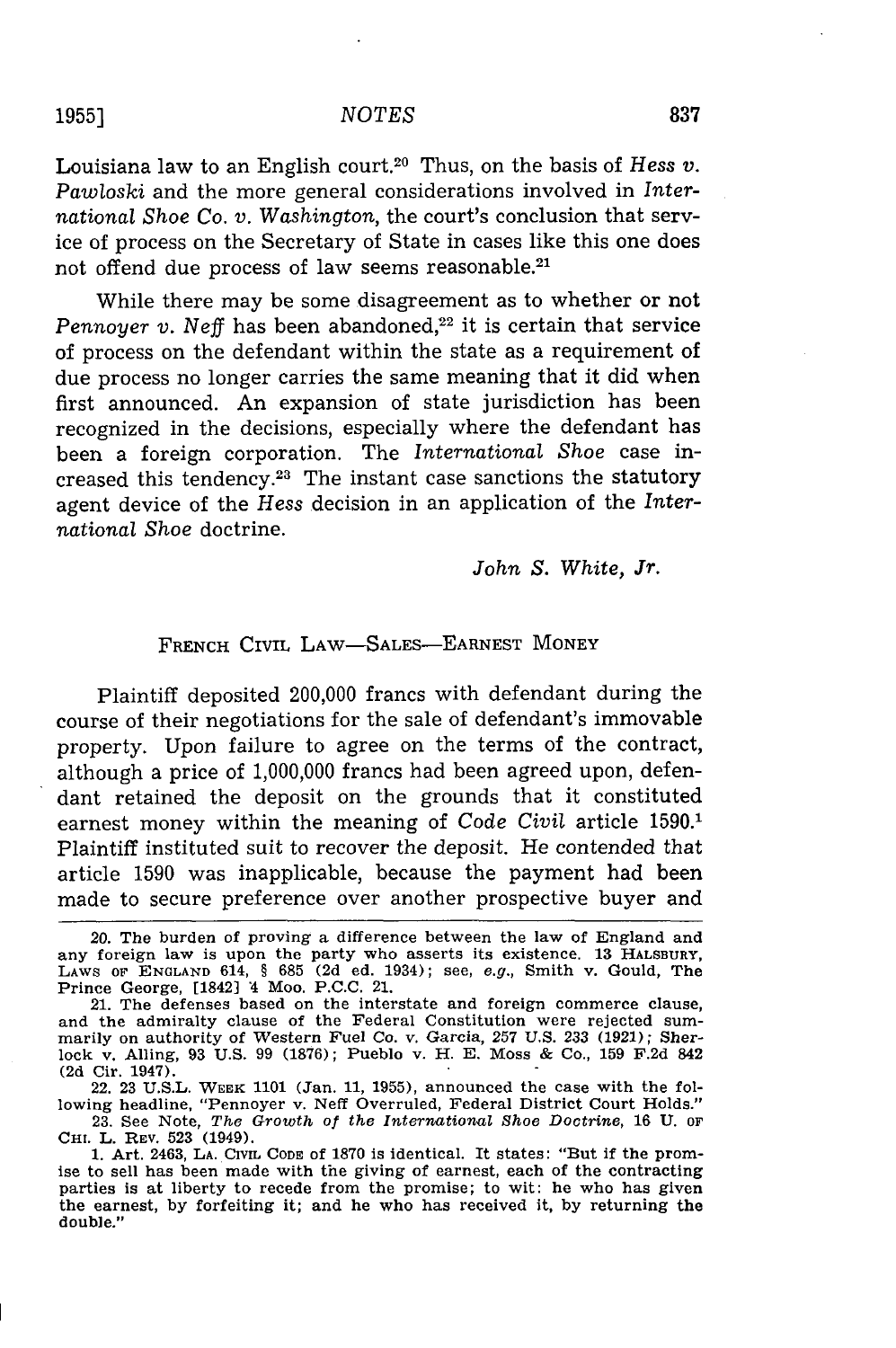Louisiana law to an English court.[20] Thus, on the basis of *Hess v. Pawloski* and the more general considerations involved in *International Shoe Co. v. Washington*, the court's conclusion that service of process on the Secretary of State in cases like this one does not offend due process of law seems reasonable.[21]

While there may be some disagreement as to whether or not *Pennoyer v. Neff* has been abandoned,[22] it is certain that service of process on the defendant within the state as a requirement of due process no longer carries the same meaning that it did when first announced. An expansion of state jurisdiction has been recognized in the decisions, especially where the defendant has been a foreign corporation. The *International Shoe* case increased this tendency.[23] The instant case sanctions the statutory agent device of the *Hess* decision in an application of the *International Shoe* doctrine.

*John S. White, Jr.*

## FRENCH CIVIL LAW—SALES—EARNEST MONEY

Plaintiff deposited 200,000 francs with defendant during the course of their negotiations for the sale of defendant's immovable property. Upon failure to agree on the terms of the contract, although a price of 1,000,000 francs had been agreed upon, defendant retained the deposit on the grounds that it constituted earnest money within the meaning of *Code Civil* article 1590.[1] Plaintiff instituted suit to recover the deposit. He contended that article 1590 was inapplicable, because the payment had been made to secure preference over another prospective buyer and

---

20. The burden of proving a difference between the law of England and any foreign law is upon the party who asserts its existence. 13 HALSBURY, LAWS OF ENGLAND 614, § 685 (2d ed. 1934); see, *e.g.*, Smith v. Gould, The Prince George, [1842] 4 Moo. P.C.C. 21.

21. The defenses based on the interstate and foreign commerce clause, and the admiralty clause of the Federal Constitution were rejected summarily on authority of Western Fuel Co. v. Garcia, 257 U.S. 233 (1921); Sherlock v. Alling, 93 U.S. 99 (1876); Pueblo v. H. E. Moss & Co., 159 F.2d 842 (2d Cir. 1947).

22. 23 U.S.L. WEEK 1101 (Jan. 11, 1955), announced the case with the following headline, "Pennoyer v. Neff Overruled, Federal District Court Holds."

23. See Note, *The Growth of the International Shoe Doctrine*, 16 U. OF CHI. L. REV. 523 (1949).

1. Art. 2463, LA. CIVIL CODE of 1870 is identical. It states: "But if the promise to sell has been made with the giving of earnest, each of the contracting parties is at liberty to recede from the promise; to wit: he who has given the earnest, by forfeiting it; and he who has received it, by returning the double."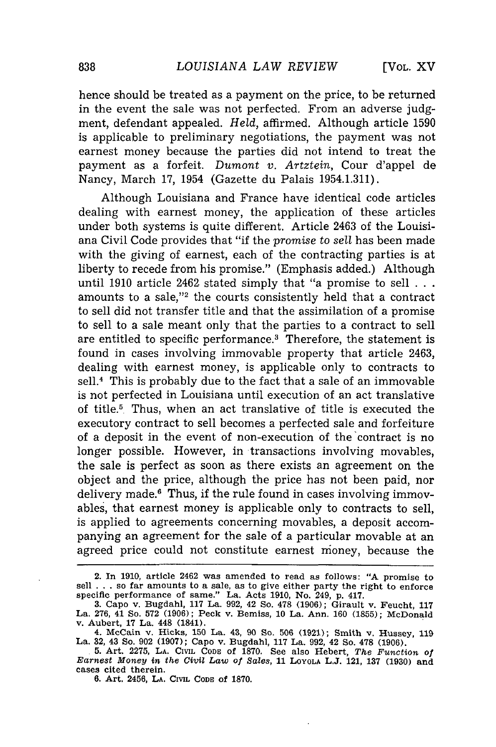hence should be treated as a payment on the price, to be returned in the event the sale was not perfected. From an adverse judgment, defendant appealed. *Held*, affirmed. Although article 1590 is applicable to preliminary negotiations, the payment was not earnest money because the parties did not intend to treat the payment as a forfeit. *Dumont v. Artztein*, Cour d'appel de Nancy, March 17, 1954 (Gazette du Palais 1954.1.311).

Although Louisiana and France have identical code articles dealing with earnest money, the application of these articles under both systems is quite different. Article 2463 of the Louisiana Civil Code provides that "if the *promise to sell* has been made with the giving of earnest, each of the contracting parties is at liberty to recede from his promise." (Emphasis added.) Although until 1910 article 2462 stated simply that "a promise to sell . . . amounts to a sale,"[2] the courts consistently held that a contract to sell did not transfer title and that the assimilation of a promise to sell to a sale meant only that the parties to a contract to sell are entitled to specific performance.[3] Therefore, the statement is found in cases involving immovable property that article 2463, dealing with earnest money, is applicable only to contracts to sell.[4] This is probably due to the fact that a sale of an immovable is not perfected in Louisiana until execution of an act translative of title.[5] Thus, when an act translative of title is executed the executory contract to sell becomes a perfected sale and forfeiture of a deposit in the event of non-execution of the contract is no longer possible. However, in transactions involving movables, the sale is perfect as soon as there exists an agreement on the object and the price, although the price has not been paid, nor delivery made.[6] Thus, if the rule found in cases involving immovables, that earnest money is applicable only to contracts to sell, is applied to agreements concerning movables, a deposit accompanying an agreement for the sale of a particular movable at an agreed price could not constitute earnest money, because the

---

2. In 1910, article 2462 was amended to read as follows: "A promise to sell . . . so far amounts to a sale, as to give either party the right to enforce specific performance of same." La. Acts 1910, No. 249, p. 417.

3. Capo v. Bugdahl, 117 La. 992, 42 So. 478 (1906); Girault v. Feucht, 117 La. 276, 41 So. 572 (1906); Peck v. Bemiss, 10 La. Ann. 160 (1855); McDonald v. Aubert, 17 La. 448 (1841).

4. McCain v. Hicks, 150 La. 43, 90 So. 506 (1921); Smith v. Hussey, 119 La. 32, 43 So. 902 (1907); Capo v. Bugdahl, 117 La. 992, 42 So. 478 (1906).

5. Art. 2275, LA. CIVIL CODE of 1870. See also Hebert, *The Function of Earnest Money in the Civil Law of Sales*, 11 LOYOLA L.J. 121, 137 (1930) and cases cited therein.

6. Art. 2456, LA. CIVIL CODE of 1870.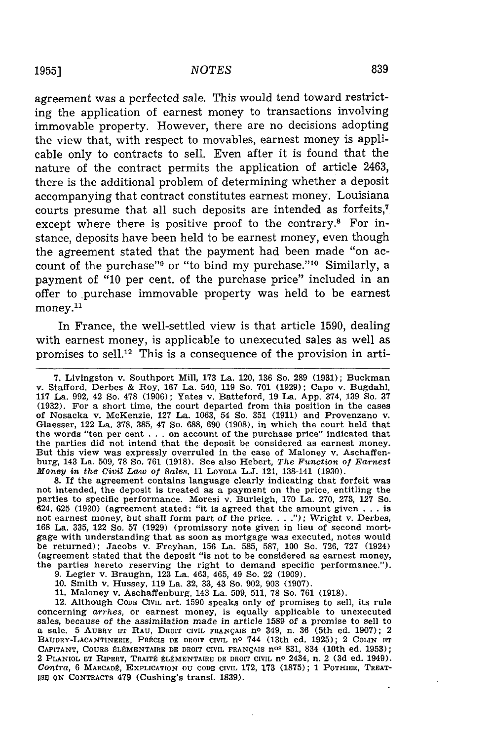agreement was a perfected sale. This would tend toward restricting the application of earnest money to transactions involving immovable property. However, there are no decisions adopting the view that, with respect to movables, earnest money is applicable only to contracts to sell. Even after it is found that the nature of the contract permits the application of article 2463, there is the additional problem of determining whether a deposit accompanying that contract constitutes earnest money. Louisiana courts presume that all such deposits are intended as forfeits,[7] except where there is positive proof to the contrary.[8] For instance, deposits have been held to be earnest money, even though the agreement stated that the payment had been made "on account of the purchase"[9] or "to bind my purchase."[10] Similarly, a payment of "10 per cent. of the purchase price" included in an offer to purchase immovable property was held to be earnest money.[11]

In France, the well-settled view is that article 1590, dealing with earnest money, is applicable to unexecuted sales as well as promises to sell.[12] This is a consequence of the provision in arti-

---

7. Livingston v. Southport Mill, 173 La. 120, 136 So. 289 (1931); Buckman v. Stafford, Derbes & Roy, 167 La. 540, 119 So. 701 (1929); Capo v. Bugdahl, 117 La. 992, 42 So. 478 (1906); Yates v. Batteford, 19 La. App. 374, 139 So. 37 (1932). For a short time, the court departed from this position in the cases of Nosacka v. McKenzie, 127 La. 1063, 54 So. 351 (1911) and Provenzano v. Glaesser, 122 La. 378, 385, 47 So. 688, 690 (1908), in which the court held that the words "ten per cent . . . on account of the purchase price" indicated that the parties did not intend that the deposit be considered as earnest money. But this view was expressly overruled in the case of Maloney v. Aschaffenburg, 143 La. 509, 78 So. 761 (1918). See also Hebert, *The Function of Earnest Money in the Civil Law of Sales*, 11 LOYOLA L.J. 121, 138-141 (1930).

8. If the agreement contains language clearly indicating that forfeit was not intended, the deposit is treated as a payment on the price, entitling the parties to specific performance. Moresi v. Burleigh, 170 La. 270, 273, 127 So. 624, 625 (1930) (agreement stated: "it is agreed that the amount given . . . is not earnest money, but shall form part of the price. . . ."); Wright v. Derbes, 168 La. 335, 122 So. 57 (1929) (promissory note given in lieu of second mortgage with understanding that as soon as mortgage was executed, notes would be returned); Jacobs v. Freyhan, 156 La. 585, 587, 100 So. 726, 727 (1924) (agreement stated that the deposit "is not to be considered as earnest money, the parties hereto reserving the right to demand specific performance.").

9. Legier v. Braughn, 123 La. 463, 465, 49 So. 22 (1909).

10. Smith v. Hussey, 119 La. 32, 33, 43 So. 902, 903 (1907).

11. Maloney v. Aschaffenburg, 143 La. 509, 511, 78 So. 761 (1918).

12. Although CODE CIVIL art. 1590 speaks only of promises to sell, its rule concerning *arrhes*, or earnest money, is equally applicable to unexecuted sales, because of the assimilation made in article 1589 of a promise to sell to a sale. 5 AUBRY ET RAU, DROIT CIVIL FRANÇAIS no 349, n. 36 (5th ed. 1907); 2 BAUDRY-LACANTINERIE, PRÉCIS DE DROIT CIVIL no 744 (13th ed. 1925); 2 COLIN ET CAPITANT, COURS ÉLÉMENTAIRE DE DROIT CIVIL FRANÇAIS nos 831, 834 (10th ed. 1953); 2 PLANIOL ET RIPERT, TRAITÉ ÉLÉMENTAIRE DE DROIT CIVIL no 2434, n. 2 (3d ed. 1949). *Contra*, 6 MARCADÉ, EXPLICATION DU CODE CIVIL 172, 173 (1875); 1 POTHIER, TREATISE ON CONTRACTS 479 (Cushing's transl. 1839).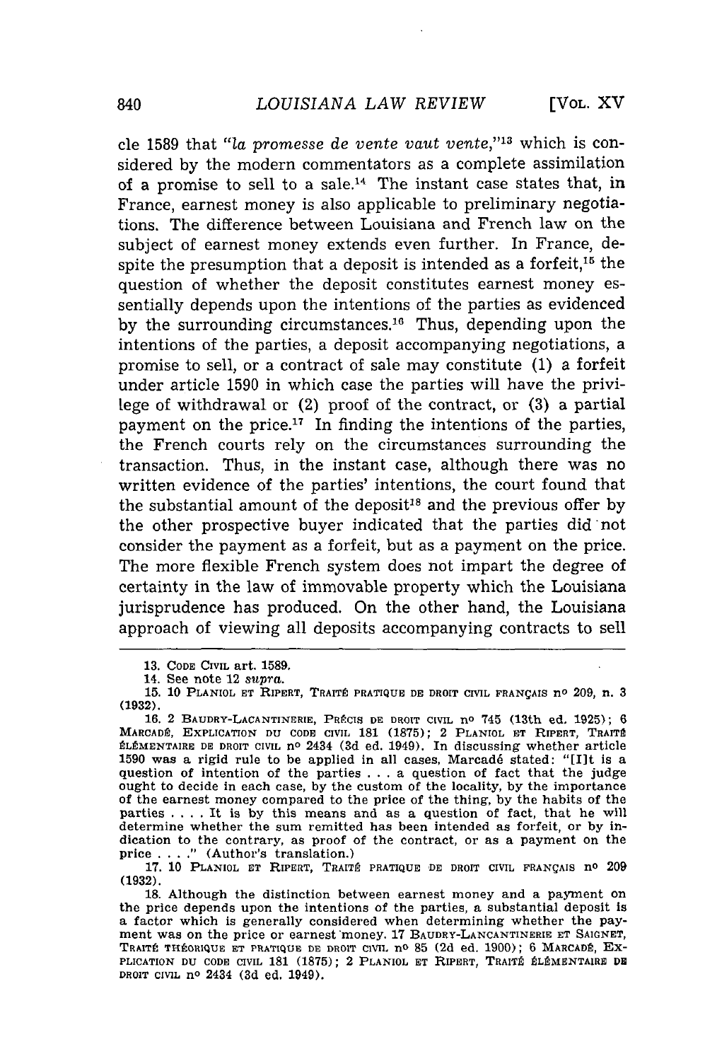cle 1589 that "*la promesse de vente vaut vente*,"[13] which is considered by the modern commentators as a complete assimilation of a promise to sell to a sale.[14] The instant case states that, in France, earnest money is also applicable to preliminary negotiations. The difference between Louisiana and French law on the subject of earnest money extends even further. In France, despite the presumption that a deposit is intended as a forfeit,[15] the question of whether the deposit constitutes earnest money essentially depends upon the intentions of the parties as evidenced by the surrounding circumstances.[16] Thus, depending upon the intentions of the parties, a deposit accompanying negotiations, a promise to sell, or a contract of sale may constitute (1) a forfeit under article 1590 in which case the parties will have the privilege of withdrawal or (2) proof of the contract, or (3) a partial payment on the price.[17] In finding the intentions of the parties, the French courts rely on the circumstances surrounding the transaction. Thus, in the instant case, although there was no written evidence of the parties' intentions, the court found that the substantial amount of the deposit[18] and the previous offer by the other prospective buyer indicated that the parties did not consider the payment as a forfeit, but as a payment on the price. The more flexible French system does not impart the degree of certainty in the law of immovable property which the Louisiana jurisprudence has produced. On the other hand, the Louisiana approach of viewing all deposits accompanying contracts to sell

---

13. CODE CIVIL art. 1589.

14. See note 12 *supra*.

15. 10 PLANIOL ET RIPERT, TRAITÉ PRATIQUE DE DROIT CIVIL FRANÇAIS n° 209, n. 3 (1932).

16. 2 BAUDRY-LACANTINERIE, PRÉCIS DE DROIT CIVIL n° 745 (13th ed. 1925); 6 MARCADÉ, EXPLICATION DU CODE CIVIL 181 (1875); 2 PLANIOL ET RIPERT, TRAITÉ ÉLÉMENTAIRE DE DROIT CIVIL n° 2434 (3d ed. 1949). In discussing whether article 1590 was a rigid rule to be applied in all cases, Marcadé stated: "[I]t is a question of intention of the parties . . . a question of fact that the judge ought to decide in each case, by the custom of the locality, by the importance of the earnest money compared to the price of the thing, by the habits of the parties . . . . It is by this means and as a question of fact, that he will determine whether the sum remitted has been intended as forfeit, or by indication to the contrary, as proof of the contract, or as a payment on the price . . . ." (Author's translation.)

17. 10 PLANIOL ET RIPERT, TRAITÉ PRATIQUE DE DROIT CIVIL FRANÇAIS n° 209 (1932).

18. Although the distinction between earnest money and a payment on the price depends upon the intentions of the parties, a substantial deposit is a factor which is generally considered when determining whether the payment was on the price or earnest money. 17 BAUDRY-LACANTINERIE ET SAIGNET, TRAITÉ THÉORIQUE ET PRATIQUE DE DROIT CIVIL n° 85 (2d ed. 1900); 6 MARCADÉ, EXPLICATION DU CODE CIVIL 181 (1875); 2 PLANIOL ET RIPERT, TRAITÉ ÉLÉMENTAIRE DE DROIT CIVIL n° 2434 (3d ed. 1949).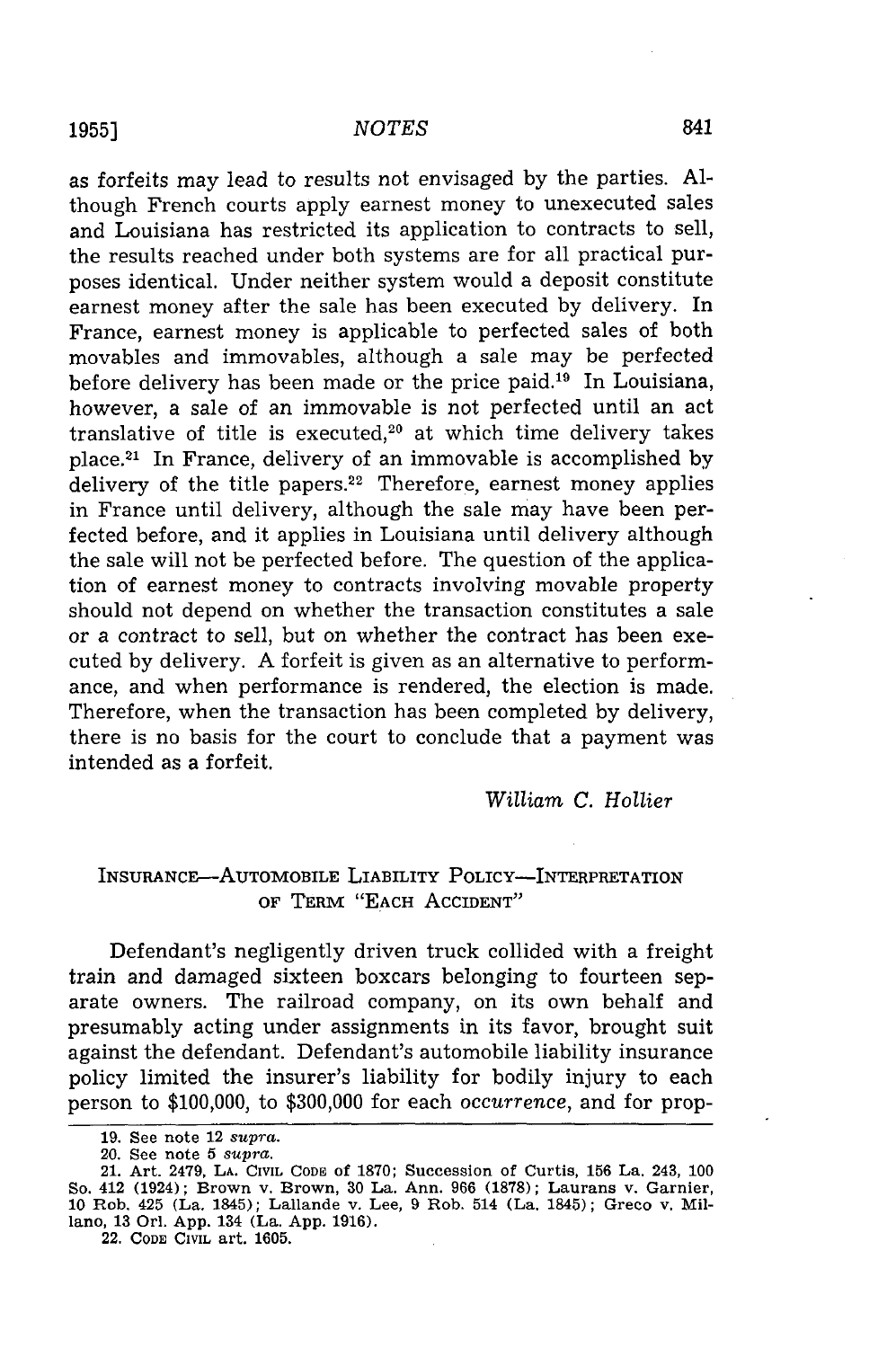as forfeits may lead to results not envisaged by the parties. Although French courts apply earnest money to unexecuted sales and Louisiana has restricted its application to contracts to sell, the results reached under both systems are for all practical purposes identical. Under neither system would a deposit constitute earnest money after the sale has been executed by delivery. In France, earnest money is applicable to perfected sales of both movables and immovables, although a sale may be perfected before delivery has been made or the price paid.[19] In Louisiana, however, a sale of an immovable is not perfected until an act translative of title is executed,[20] at which time delivery takes place.[21] In France, delivery of an immovable is accomplished by delivery of the title papers.[22] Therefore, earnest money applies in France until delivery, although the sale may have been perfected before, and it applies in Louisiana until delivery although the sale will not be perfected before. The question of the application of earnest money to contracts involving movable property should not depend on whether the transaction constitutes a sale or a contract to sell, but on whether the contract has been executed by delivery. A forfeit is given as an alternative to performance, and when performance is rendered, the election is made. Therefore, when the transaction has been completed by delivery, there is no basis for the court to conclude that a payment was intended as a forfeit.

*William C. Hollier*

## INSURANCE—AUTOMOBILE LIABILITY POLICY—INTERPRETATION OF TERM "EACH ACCIDENT"

Defendant's negligently driven truck collided with a freight train and damaged sixteen boxcars belonging to fourteen separate owners. The railroad company, on its own behalf and presumably acting under assignments in its favor, brought suit against the defendant. Defendant's automobile liability insurance policy limited the insurer's liability for bodily injury to each person to $100,000, to $300,000 for each *occurrence*, and for prop-

19. See note 12 *supra*.
20. See note 5 *supra*.
21. Art. 2479, LA. CIVIL CODE of 1870; Succession of Curtis, 156 La. 243, 100 So. 412 (1924); Brown v. Brown, 30 La. Ann. 966 (1878); Laurans v. Garnier, 10 Rob. 425 (La. 1845); Lallande v. Lee, 9 Rob. 514 (La. 1845); Greco v. Millano, 13 Orl. App. 134 (La. App. 1916).
22. CODE CIVIL art. 1605.